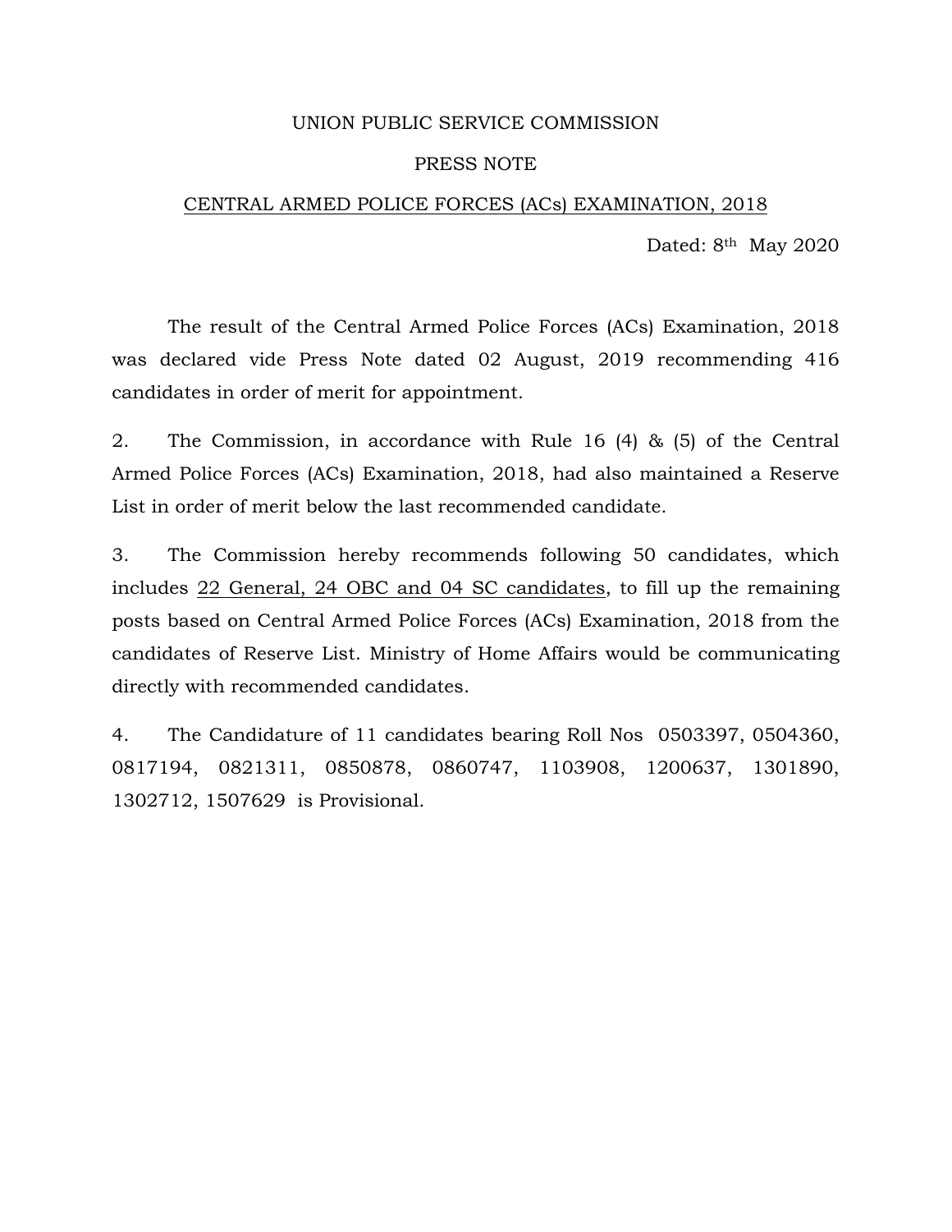# UNION PUBLIC SERVICE COMMISSION

## PRESS NOTE

### CENTRAL ARMED POLICE FORCES (ACs) EXAMINATION, 2018

Dated: 8th May 2020

The result of the Central Armed Police Forces (ACs) Examination, 2018 was declared vide Press Note dated 02 August, 2019 recommending 416 candidates in order of merit for appointment.

2. The Commission, in accordance with Rule 16 (4) & (5) of the Central Armed Police Forces (ACs) Examination, 2018, had also maintained a Reserve List in order of merit below the last recommended candidate.

3. The Commission hereby recommends following 50 candidates, which includes 22 General, 24 OBC and 04 SC candidates, to fill up the remaining posts based on Central Armed Police Forces (ACs) Examination, 2018 from the candidates of Reserve List. Ministry of Home Affairs would be communicating directly with recommended candidates.

4. The Candidature of 11 candidates bearing Roll Nos 0503397, 0504360, 0817194, 0821311, 0850878, 0860747, 1103908, 1200637, 1301890, 1302712, 1507629 is Provisional.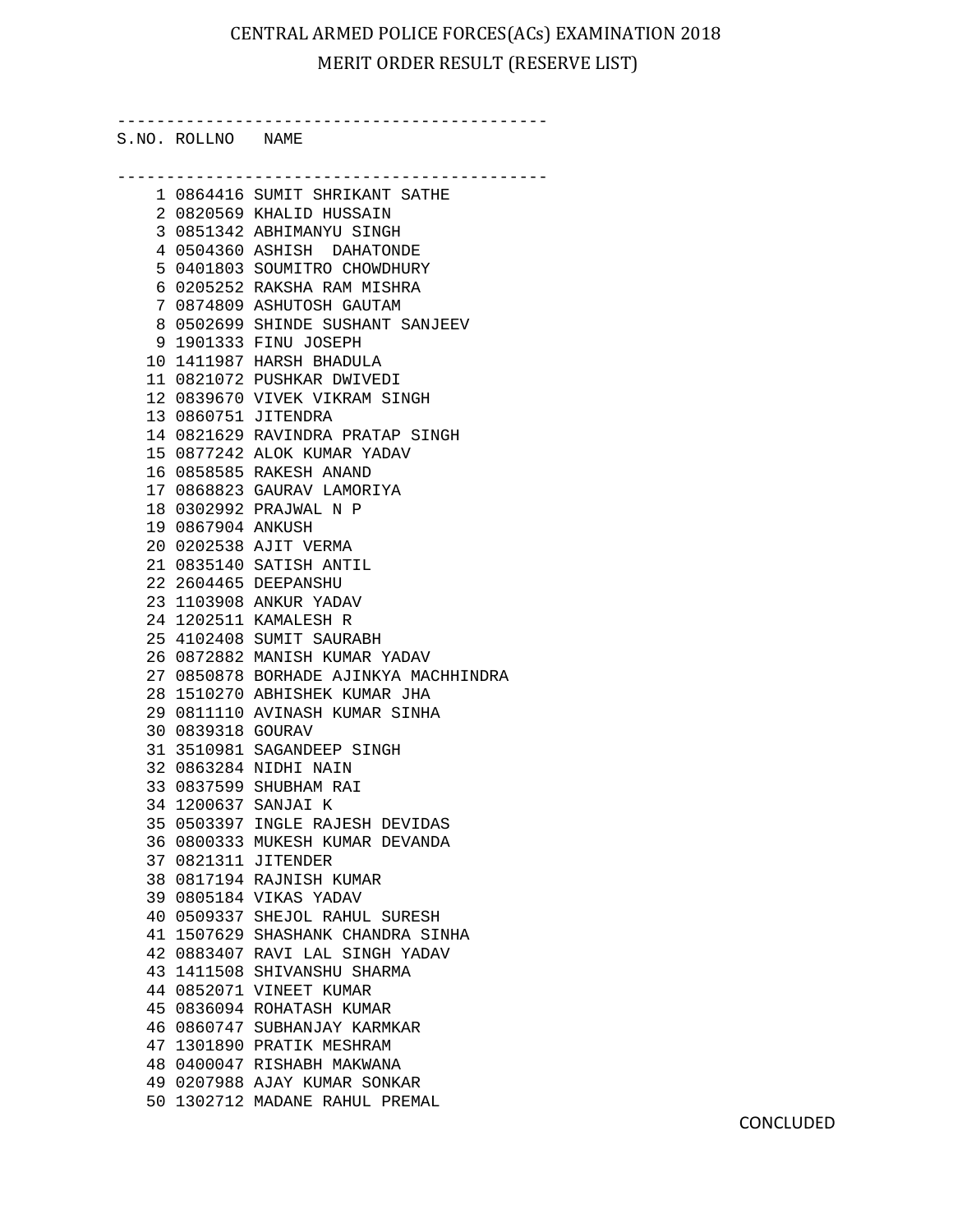# CENTRAL ARMED POLICE FORCES(ACs) EXAMINATION 2018

## MERIT ORDER RESULT (RESERVE LIST)

| S.NO. | ROLLNO | NAME |
|---|---|---|
| 1 | 0864416 | SUMIT SHRIKANT SATHE |
| 2 | 0820569 | KHALID HUSSAIN |
| 3 | 0851342 | ABHIMANYU SINGH |
| 4 | 0504360 | ASHISH  DAHATONDE |
| 5 | 0401803 | SOUMITRO CHOWDHURY |
| 6 | 0205252 | RAKSHA RAM MISHRA |
| 7 | 0874809 | ASHUTOSH GAUTAM |
| 8 | 0502699 | SHINDE SUSHANT SANJEEV |
| 9 | 1901333 | FINU JOSEPH |
| 10 | 1411987 | HARSH BHADULA |
| 11 | 0821072 | PUSHKAR DWIVEDI |
| 12 | 0839670 | VIVEK VIKRAM SINGH |
| 13 | 0860751 | JITENDRA |
| 14 | 0821629 | RAVINDRA PRATAP SINGH |
| 15 | 0877242 | ALOK KUMAR YADAV |
| 16 | 0858585 | RAKESH ANAND |
| 17 | 0868823 | GAURAV LAMORIYA |
| 18 | 0302992 | PRAJWAL N P |
| 19 | 0867904 | ANKUSH |
| 20 | 0202538 | AJIT VERMA |
| 21 | 0835140 | SATISH ANTIL |
| 22 | 2604465 | DEEPANSHU |
| 23 | 1103908 | ANKUR YADAV |
| 24 | 1202511 | KAMALESH R |
| 25 | 4102408 | SUMIT SAURABH |
| 26 | 0872882 | MANISH KUMAR YADAV |
| 27 | 0850878 | BORHADE AJINKYA MACHHINDRA |
| 28 | 1510270 | ABHISHEK KUMAR JHA |
| 29 | 0811110 | AVINASH KUMAR SINHA |
| 30 | 0839318 | GOURAV |
| 31 | 3510981 | SAGANDEEP SINGH |
| 32 | 0863284 | NIDHI NAIN |
| 33 | 0837599 | SHUBHAM RAI |
| 34 | 1200637 | SANJAI K |
| 35 | 0503397 | INGLE RAJESH DEVIDAS |
| 36 | 0800333 | MUKESH KUMAR DEVANDA |
| 37 | 0821311 | JITENDER |
| 38 | 0817194 | RAJNISH KUMAR |
| 39 | 0805184 | VIKAS YADAV |
| 40 | 0509337 | SHEJOL RAHUL SURESH |
| 41 | 1507629 | SHASHANK CHANDRA SINHA |
| 42 | 0883407 | RAVI LAL SINGH YADAV |
| 43 | 1411508 | SHIVANSHU SHARMA |
| 44 | 0852071 | VINEET KUMAR |
| 45 | 0836094 | ROHATASH KUMAR |
| 46 | 0860747 | SUBHANJAY KARMKAR |
| 47 | 1301890 | PRATIK MESHRAM |
| 48 | 0400047 | RISHABH MAKWANA |
| 49 | 0207988 | AJAY KUMAR SONKAR |
| 50 | 1302712 | MADANE RAHUL PREMAL |

CONCLUDED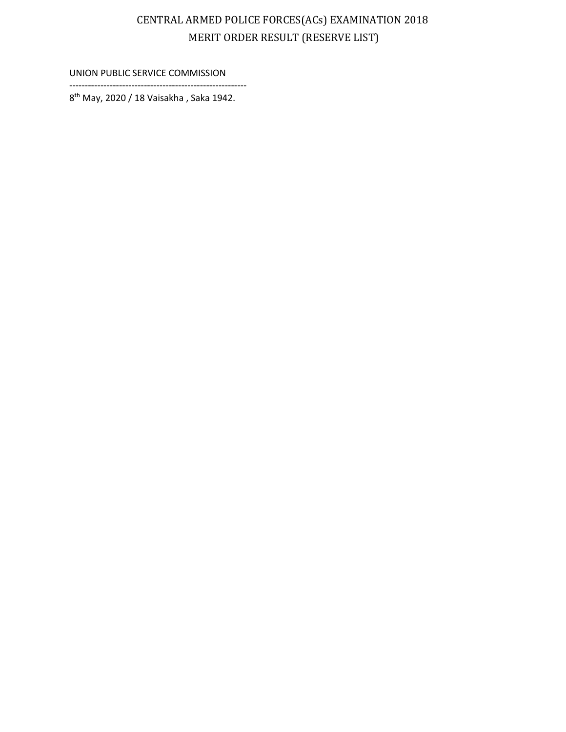# CENTRAL ARMED POLICE FORCES(ACs) EXAMINATION 2018

## MERIT ORDER RESULT (RESERVE LIST)

UNION PUBLIC SERVICE COMMISSION

-----------------------------------------------------------

8th May, 2020 / 18 Vaisakha , Saka 1942.